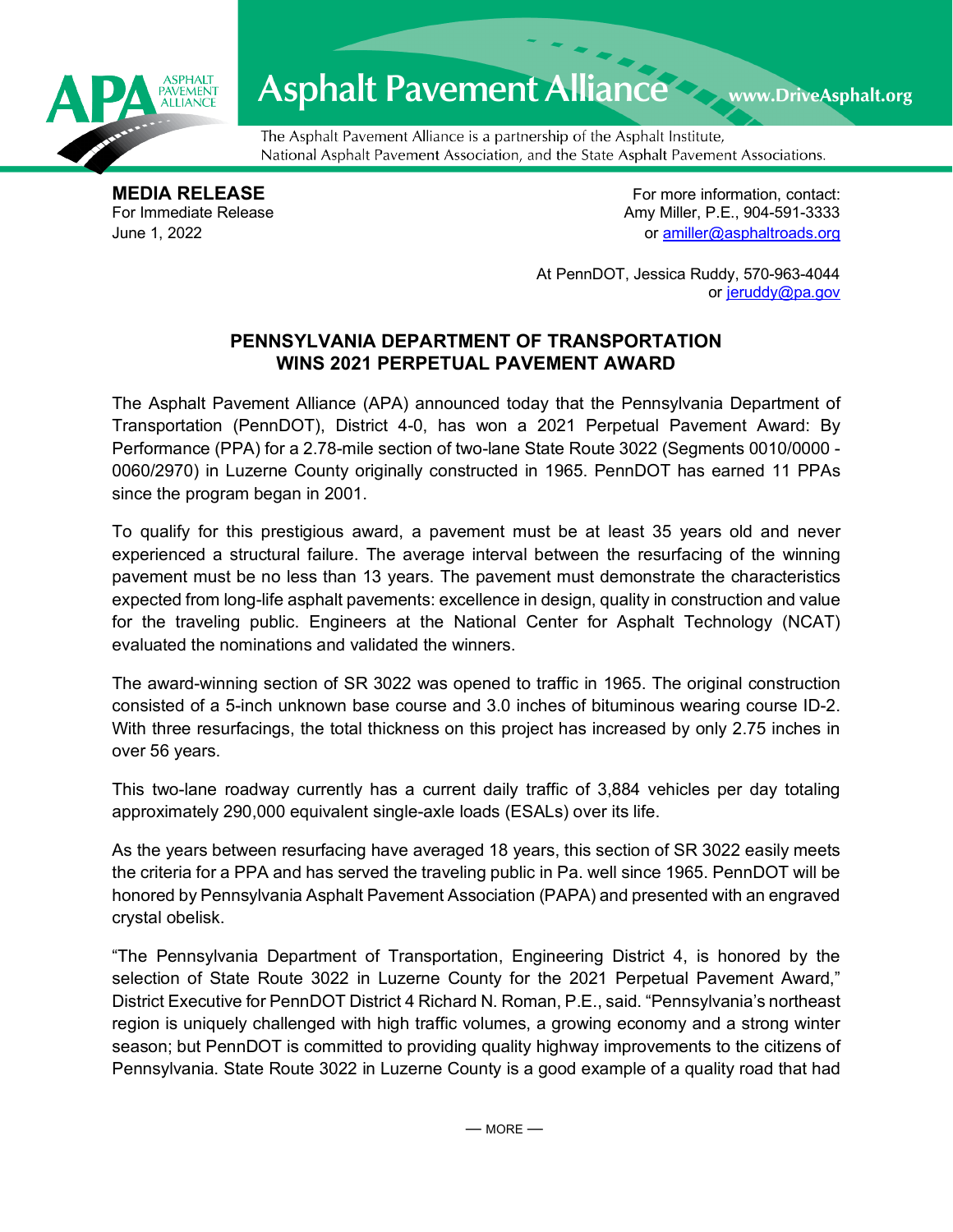Asphalt Pavement Alliance www.DriveAsphalt.org

The Asphalt Pavement Alliance is a partnership of the Asphalt Institute, National Asphalt Pavement Association, and the State Asphalt Pavement Associations.

**MEDIA RELEASE**
For Immediate Release
June 1, 2022

For more information, contact:
Amy Miller, P.E., 904-591-3333
or amiller@asphaltroads.org

At PennDOT, Jessica Ruddy, 570-963-4044
or jeruddy@pa.gov

# PENNSYLVANIA DEPARTMENT OF TRANSPORTATION WINS 2021 PERPETUAL PAVEMENT AWARD

The Asphalt Pavement Alliance (APA) announced today that the Pennsylvania Department of Transportation (PennDOT), District 4-0, has won a 2021 Perpetual Pavement Award: By Performance (PPA) for a 2.78-mile section of two-lane State Route 3022 (Segments 0010/0000 - 0060/2970) in Luzerne County originally constructed in 1965. PennDOT has earned 11 PPAs since the program began in 2001.

To qualify for this prestigious award, a pavement must be at least 35 years old and never experienced a structural failure. The average interval between the resurfacing of the winning pavement must be no less than 13 years. The pavement must demonstrate the characteristics expected from long-life asphalt pavements: excellence in design, quality in construction and value for the traveling public. Engineers at the National Center for Asphalt Technology (NCAT) evaluated the nominations and validated the winners.

The award-winning section of SR 3022 was opened to traffic in 1965. The original construction consisted of a 5-inch unknown base course and 3.0 inches of bituminous wearing course ID-2. With three resurfacings, the total thickness on this project has increased by only 2.75 inches in over 56 years.

This two-lane roadway currently has a current daily traffic of 3,884 vehicles per day totaling approximately 290,000 equivalent single-axle loads (ESALs) over its life.

As the years between resurfacing have averaged 18 years, this section of SR 3022 easily meets the criteria for a PPA and has served the traveling public in Pa. well since 1965. PennDOT will be honored by Pennsylvania Asphalt Pavement Association (PAPA) and presented with an engraved crystal obelisk.

"The Pennsylvania Department of Transportation, Engineering District 4, is honored by the selection of State Route 3022 in Luzerne County for the 2021 Perpetual Pavement Award," District Executive for PennDOT District 4 Richard N. Roman, P.E., said. "Pennsylvania's northeast region is uniquely challenged with high traffic volumes, a growing economy and a strong winter season; but PennDOT is committed to providing quality highway improvements to the citizens of Pennsylvania. State Route 3022 in Luzerne County is a good example of a quality road that had

— MORE —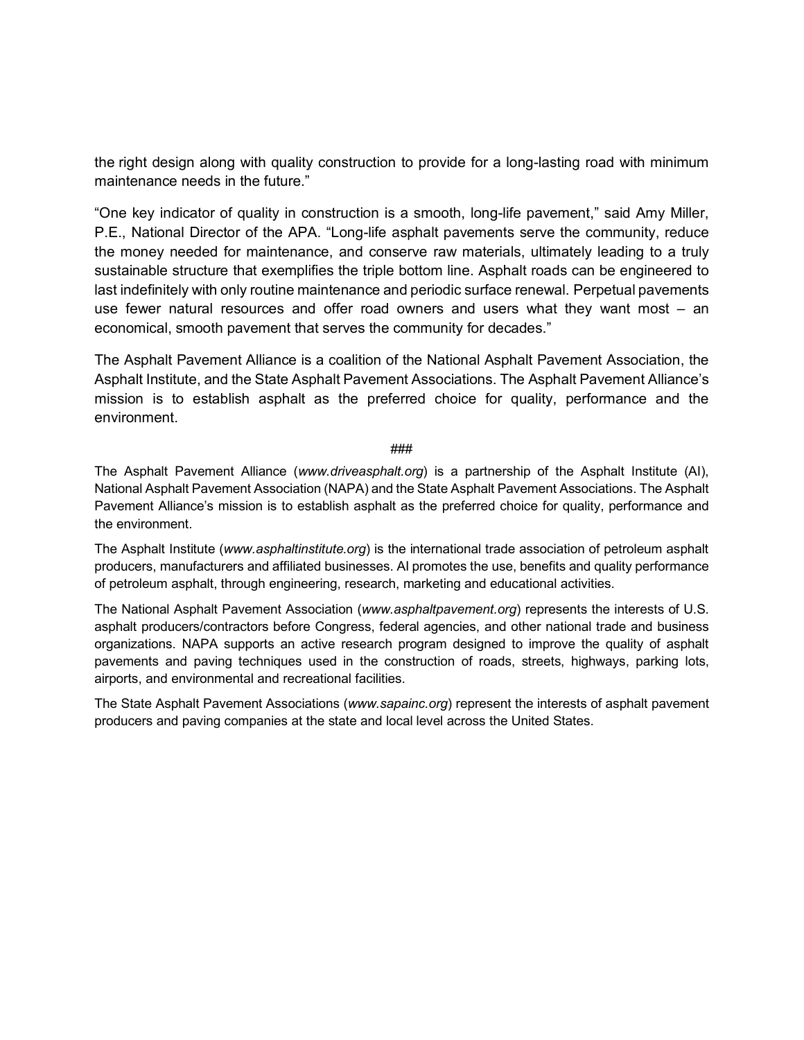the right design along with quality construction to provide for a long-lasting road with minimum maintenance needs in the future."

"One key indicator of quality in construction is a smooth, long-life pavement," said Amy Miller, P.E., National Director of the APA. "Long-life asphalt pavements serve the community, reduce the money needed for maintenance, and conserve raw materials, ultimately leading to a truly sustainable structure that exemplifies the triple bottom line. Asphalt roads can be engineered to last indefinitely with only routine maintenance and periodic surface renewal. Perpetual pavements use fewer natural resources and offer road owners and users what they want most – an economical, smooth pavement that serves the community for decades."

The Asphalt Pavement Alliance is a coalition of the National Asphalt Pavement Association, the Asphalt Institute, and the State Asphalt Pavement Associations. The Asphalt Pavement Alliance's mission is to establish asphalt as the preferred choice for quality, performance and the environment.

###

The Asphalt Pavement Alliance (*www.driveasphalt.org*) is a partnership of the Asphalt Institute (AI), National Asphalt Pavement Association (NAPA) and the State Asphalt Pavement Associations. The Asphalt Pavement Alliance's mission is to establish asphalt as the preferred choice for quality, performance and the environment.

The Asphalt Institute (*www.asphaltinstitute.org*) is the international trade association of petroleum asphalt producers, manufacturers and affiliated businesses. AI promotes the use, benefits and quality performance of petroleum asphalt, through engineering, research, marketing and educational activities.

The National Asphalt Pavement Association (*www.asphaltpavement.org*) represents the interests of U.S. asphalt producers/contractors before Congress, federal agencies, and other national trade and business organizations. NAPA supports an active research program designed to improve the quality of asphalt pavements and paving techniques used in the construction of roads, streets, highways, parking lots, airports, and environmental and recreational facilities.

The State Asphalt Pavement Associations (*www.sapainc.org*) represent the interests of asphalt pavement producers and paving companies at the state and local level across the United States.